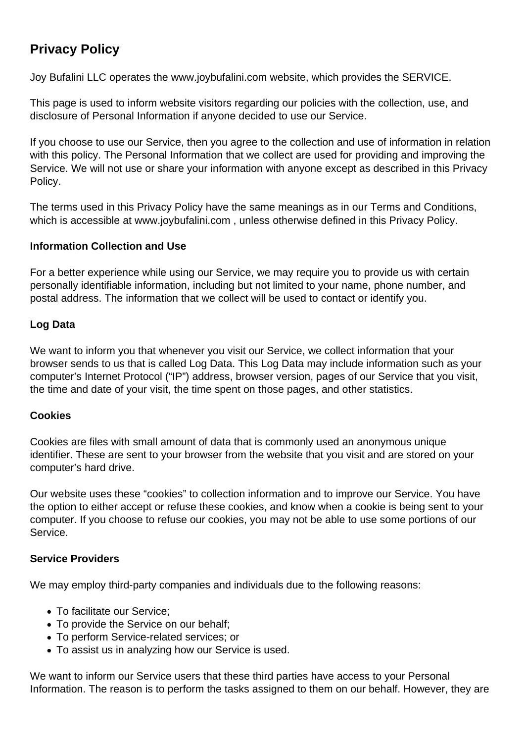# Privacy Policy

Joy Bufalini LLC operates the www.joybufalini.com website, which provides the SERVICE.

This page is used to inform website visitors regarding our policies with the collection, use, and disclosure of Personal Information if anyone decided to use our Service.

If you choose to use our Service, then you agree to the collection and use of information in relation with this policy. The Personal Information that we collect are used for providing and improving the Service. We will not use or share your information with anyone except as described in this Privacy Policy.

The terms used in this Privacy Policy have the same meanings as in our Terms and Conditions, which is accessible at www.joybufalini.com , unless otherwise defined in this Privacy Policy.

### Information Collection and Use

For a better experience while using our Service, we may require you to provide us with certain personally identifiable information, including but not limited to your name, phone number, and postal address. The information that we collect will be used to contact or identify you.

### Log Data

We want to inform you that whenever you visit our Service, we collect information that your browser sends to us that is called Log Data. This Log Data may include information such as your computer's Internet Protocol ("IP") address, browser version, pages of our Service that you visit, the time and date of your visit, the time spent on those pages, and other statistics.

### Cookies

Cookies are files with small amount of data that is commonly used an anonymous unique identifier. These are sent to your browser from the website that you visit and are stored on your computer's hard drive.

Our website uses these "cookies" to collection information and to improve our Service. You have the option to either accept or refuse these cookies, and know when a cookie is being sent to your computer. If you choose to refuse our cookies, you may not be able to use some portions of our Service.

### Service Providers

We may employ third-party companies and individuals due to the following reasons:

- To facilitate our Service;
- To provide the Service on our behalf;
- To perform Service-related services; or
- To assist us in analyzing how our Service is used.

We want to inform our Service users that these third parties have access to your Personal Information. The reason is to perform the tasks assigned to them on our behalf. However, they are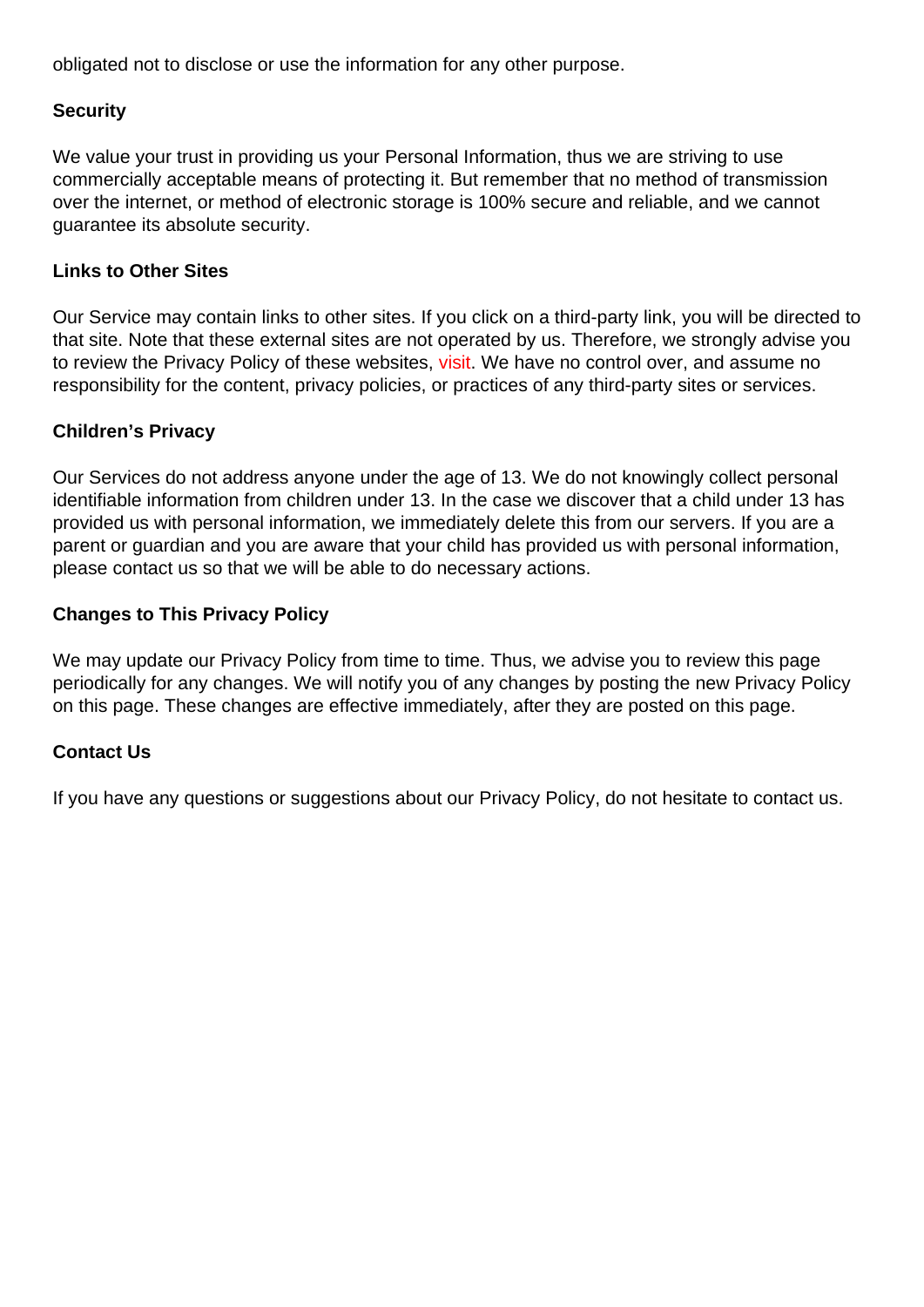obligated not to disclose or use the information for any other purpose.

**Security**

We value your trust in providing us your Personal Information, thus we are striving to use commercially acceptable means of protecting it. But remember that no method of transmission over the internet, or method of electronic storage is 100% secure and reliable, and we cannot guarantee its absolute security.

**Links to Other Sites**

Our Service may contain links to other sites. If you click on a third-party link, you will be directed to that site. Note that these external sites are not operated by us. Therefore, we strongly advise you to review the Privacy Policy of these websites, visit. We have no control over, and assume no responsibility for the content, privacy policies, or practices of any third-party sites or services.

**Children's Privacy**

Our Services do not address anyone under the age of 13. We do not knowingly collect personal identifiable information from children under 13. In the case we discover that a child under 13 has provided us with personal information, we immediately delete this from our servers. If you are a parent or guardian and you are aware that your child has provided us with personal information, please contact us so that we will be able to do necessary actions.

**Changes to This Privacy Policy**

We may update our Privacy Policy from time to time. Thus, we advise you to review this page periodically for any changes. We will notify you of any changes by posting the new Privacy Policy on this page. These changes are effective immediately, after they are posted on this page.

**Contact Us**

If you have any questions or suggestions about our Privacy Policy, do not hesitate to contact us.